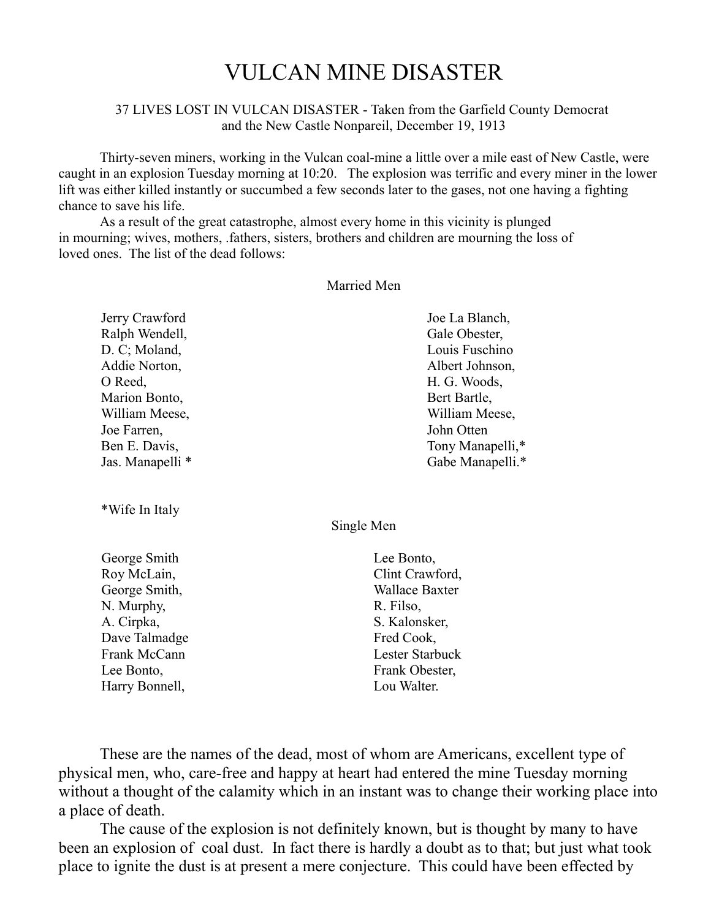# VULCAN MINE DISASTER

37 LIVES LOST IN VULCAN DISASTER - Taken from the Garfield County Democrat and the New Castle Nonpareil, December 19, 1913

Thirty-seven miners, working in the Vulcan coal-mine a little over a mile east of New Castle, were caught in an explosion Tuesday morning at 10:20. The explosion was terrific and every miner in the lower lift was either killed instantly or succumbed a few seconds later to the gases, not one having a fighting chance to save his life.

As a result of the great catastrophe, almost every home in this vicinity is plunged in mourning; wives, mothers, .fathers, sisters, brothers and children are mourning the loss of loved ones. The list of the dead follows:

Married Men

| | |
|---|---|
| Jerry Crawford | Joe La Blanch, |
| Ralph Wendell, | Gale Obester, |
| D. C; Moland, | Louis Fuschino |
| Addie Norton, | Albert Johnson, |
| O Reed, | H. G. Woods, |
| Marion Bonto, | Bert Bartle, |
| William Meese, | William Meese, |
| Joe Farren, | John Otten |
| Ben E. Davis, | Tony Manapelli,* |
| Jas. Manapelli * | Gabe Manapelli.* |

*Wife In Italy

Single Men

| | |
|---|---|
| George Smith | Lee Bonto, |
| Roy McLain, | Clint Crawford, |
| George Smith, | Wallace Baxter |
| N. Murphy, | R. Filso, |
| A. Cirpka, | S. Kalonsker, |
| Dave Talmadge | Fred Cook, |
| Frank McCann | Lester Starbuck |
| Lee Bonto, | Frank Obester, |
| Harry Bonnell, | Lou Walter. |

These are the names of the dead, most of whom are Americans, excellent type of physical men, who, care-free and happy at heart had entered the mine Tuesday morning without a thought of the calamity which in an instant was to change their working place into a place of death.

The cause of the explosion is not definitely known, but is thought by many to have been an explosion of coal dust. In fact there is hardly a doubt as to that; but just what took place to ignite the dust is at present a mere conjecture. This could have been effected by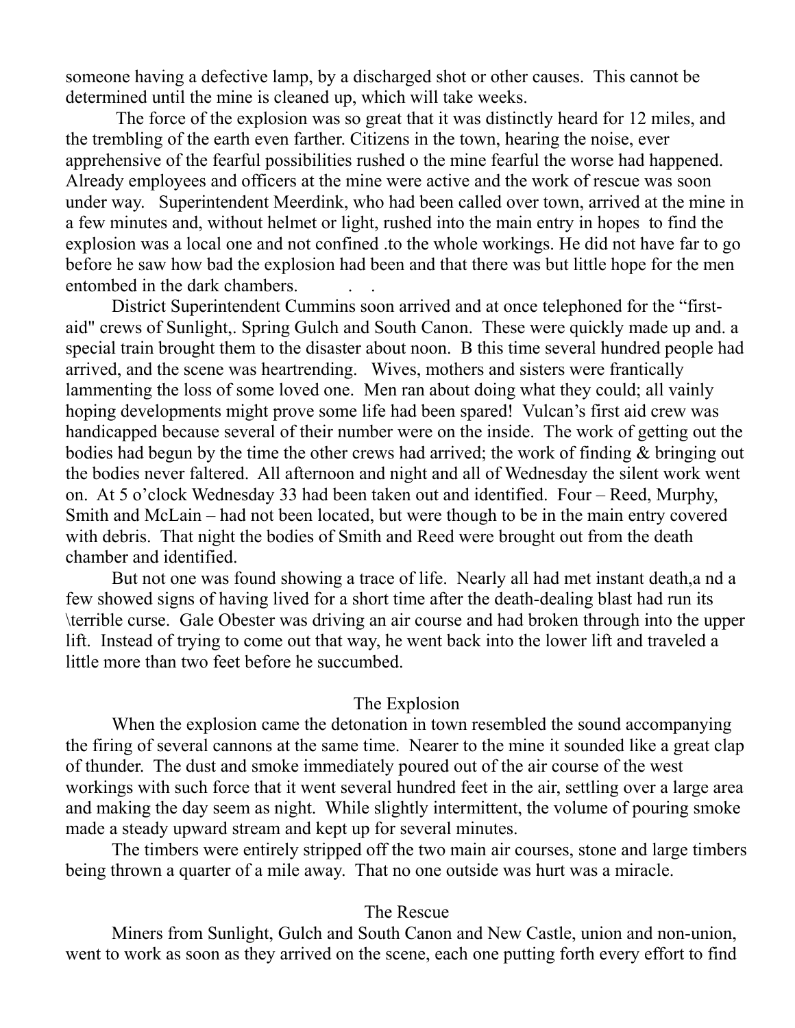someone having a defective lamp, by a discharged shot or other causes. This cannot be determined until the mine is cleaned up, which will take weeks.

The force of the explosion was so great that it was distinctly heard for 12 miles, and the trembling of the earth even farther. Citizens in the town, hearing the noise, ever apprehensive of the fearful possibilities rushed o the mine fearful the worse had happened. Already employees and officers at the mine were active and the work of rescue was soon under way. Superintendent Meerdink, who had been called over town, arrived at the mine in a few minutes and, without helmet or light, rushed into the main entry in hopes to find the explosion was a local one and not confined .to the whole workings. He did not have far to go before he saw how bad the explosion had been and that there was but little hope for the men entombed in the dark chambers. . .

District Superintendent Cummins soon arrived and at once telephoned for the "first-aid" crews of Sunlight,. Spring Gulch and South Canon. These were quickly made up and. a special train brought them to the disaster about noon. B this time several hundred people had arrived, and the scene was heartrending. Wives, mothers and sisters were frantically lammenting the loss of some loved one. Men ran about doing what they could; all vainly hoping developments might prove some life had been spared! Vulcan's first aid crew was handicapped because several of their number were on the inside. The work of getting out the bodies had begun by the time the other crews had arrived; the work of finding & bringing out the bodies never faltered. All afternoon and night and all of Wednesday the silent work went on. At 5 o'clock Wednesday 33 had been taken out and identified. Four – Reed, Murphy, Smith and McLain – had not been located, but were though to be in the main entry covered with debris. That night the bodies of Smith and Reed were brought out from the death chamber and identified.

But not one was found showing a trace of life. Nearly all had met instant death,a nd a few showed signs of having lived for a short time after the death-dealing blast had run its \terrible curse. Gale Obester was driving an air course and had broken through into the upper lift. Instead of trying to come out that way, he went back into the lower lift and traveled a little more than two feet before he succumbed.

## The Explosion

When the explosion came the detonation in town resembled the sound accompanying the firing of several cannons at the same time. Nearer to the mine it sounded like a great clap of thunder. The dust and smoke immediately poured out of the air course of the west workings with such force that it went several hundred feet in the air, settling over a large area and making the day seem as night. While slightly intermittent, the volume of pouring smoke made a steady upward stream and kept up for several minutes.

The timbers were entirely stripped off the two main air courses, stone and large timbers being thrown a quarter of a mile away. That no one outside was hurt was a miracle.

## The Rescue

Miners from Sunlight, Gulch and South Canon and New Castle, union and non-union, went to work as soon as they arrived on the scene, each one putting forth every effort to find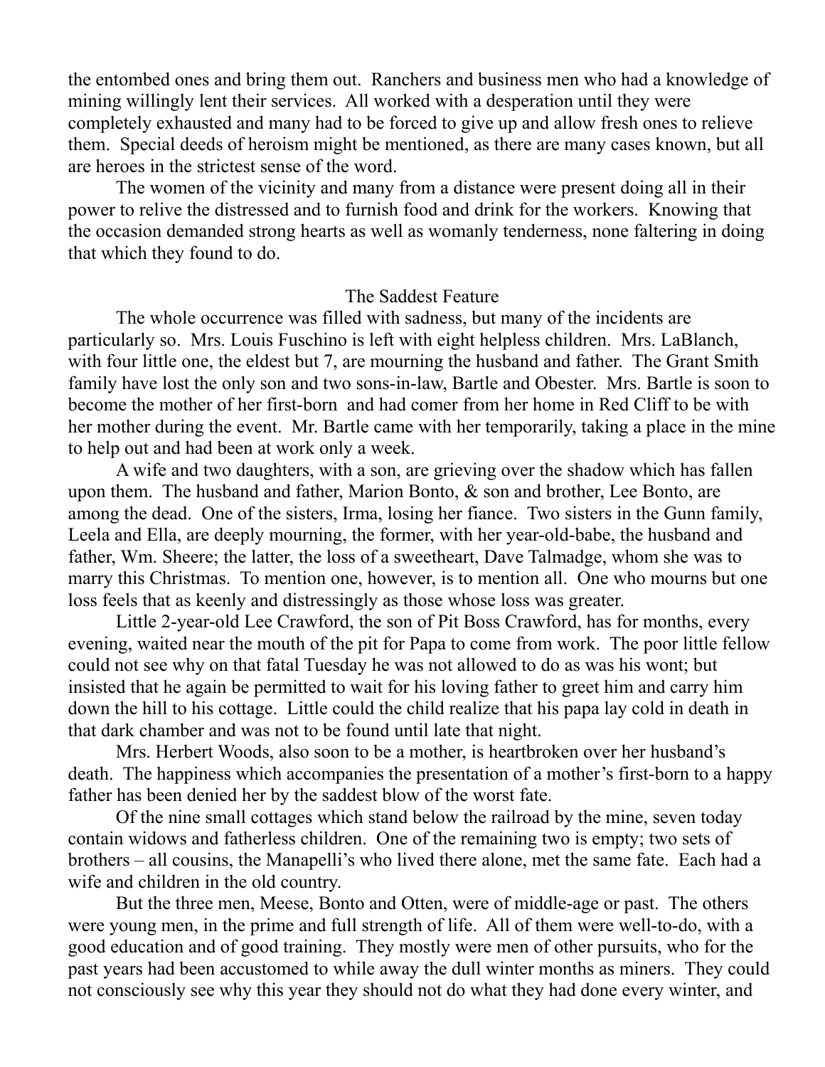the entombed ones and bring them out. Ranchers and business men who had a knowledge of mining willingly lent their services. All worked with a desperation until they were completely exhausted and many had to be forced to give up and allow fresh ones to relieve them. Special deeds of heroism might be mentioned, as there are many cases known, but all are heroes in the strictest sense of the word.

The women of the vicinity and many from a distance were present doing all in their power to relive the distressed and to furnish food and drink for the workers. Knowing that the occasion demanded strong hearts as well as womanly tenderness, none faltering in doing that which they found to do.

## The Saddest Feature

The whole occurrence was filled with sadness, but many of the incidents are particularly so. Mrs. Louis Fuschino is left with eight helpless children. Mrs. LaBlanch, with four little one, the eldest but 7, are mourning the husband and father. The Grant Smith family have lost the only son and two sons-in-law, Bartle and Obester. Mrs. Bartle is soon to become the mother of her first-born and had comer from her home in Red Cliff to be with her mother during the event. Mr. Bartle came with her temporarily, taking a place in the mine to help out and had been at work only a week.

A wife and two daughters, with a son, are grieving over the shadow which has fallen upon them. The husband and father, Marion Bonto, & son and brother, Lee Bonto, are among the dead. One of the sisters, Irma, losing her fiance. Two sisters in the Gunn family, Leela and Ella, are deeply mourning, the former, with her year-old-babe, the husband and father, Wm. Sheere; the latter, the loss of a sweetheart, Dave Talmadge, whom she was to marry this Christmas. To mention one, however, is to mention all. One who mourns but one loss feels that as keenly and distressingly as those whose loss was greater.

Little 2-year-old Lee Crawford, the son of Pit Boss Crawford, has for months, every evening, waited near the mouth of the pit for Papa to come from work. The poor little fellow could not see why on that fatal Tuesday he was not allowed to do as was his wont; but insisted that he again be permitted to wait for his loving father to greet him and carry him down the hill to his cottage. Little could the child realize that his papa lay cold in death in that dark chamber and was not to be found until late that night.

Mrs. Herbert Woods, also soon to be a mother, is heartbroken over her husband's death. The happiness which accompanies the presentation of a mother's first-born to a happy father has been denied her by the saddest blow of the worst fate.

Of the nine small cottages which stand below the railroad by the mine, seven today contain widows and fatherless children. One of the remaining two is empty; two sets of brothers – all cousins, the Manapelli's who lived there alone, met the same fate. Each had a wife and children in the old country.

But the three men, Meese, Bonto and Otten, were of middle-age or past. The others were young men, in the prime and full strength of life. All of them were well-to-do, with a good education and of good training. They mostly were men of other pursuits, who for the past years had been accustomed to while away the dull winter months as miners. They could not consciously see why this year they should not do what they had done every winter, and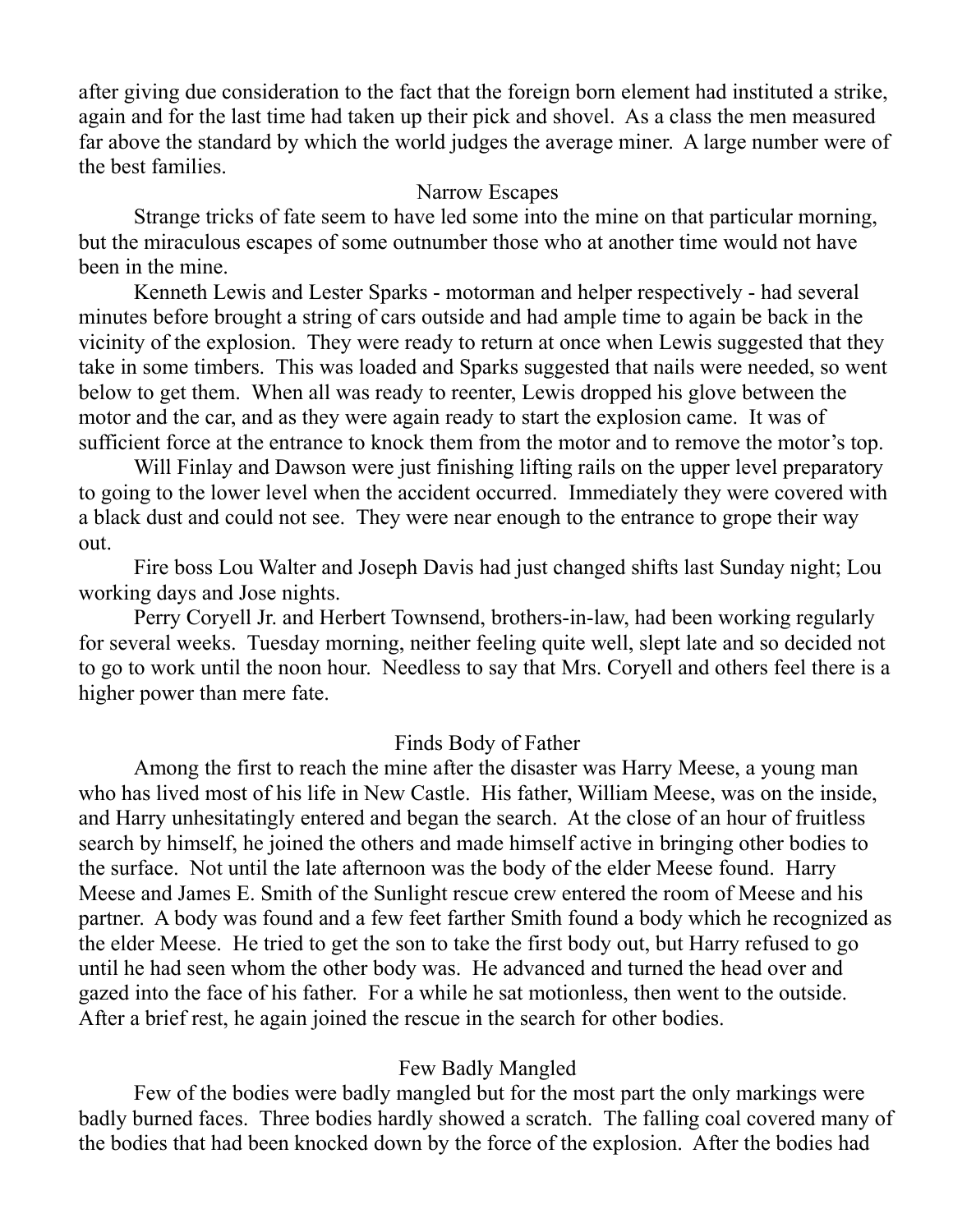after giving due consideration to the fact that the foreign born element had instituted a strike, again and for the last time had taken up their pick and shovel. As a class the men measured far above the standard by which the world judges the average miner. A large number were of the best families.

### Narrow Escapes

Strange tricks of fate seem to have led some into the mine on that particular morning, but the miraculous escapes of some outnumber those who at another time would not have been in the mine.

Kenneth Lewis and Lester Sparks - motorman and helper respectively - had several minutes before brought a string of cars outside and had ample time to again be back in the vicinity of the explosion. They were ready to return at once when Lewis suggested that they take in some timbers. This was loaded and Sparks suggested that nails were needed, so went below to get them. When all was ready to reenter, Lewis dropped his glove between the motor and the car, and as they were again ready to start the explosion came. It was of sufficient force at the entrance to knock them from the motor and to remove the motor's top.

Will Finlay and Dawson were just finishing lifting rails on the upper level preparatory to going to the lower level when the accident occurred. Immediately they were covered with a black dust and could not see. They were near enough to the entrance to grope their way out.

Fire boss Lou Walter and Joseph Davis had just changed shifts last Sunday night; Lou working days and Jose nights.

Perry Coryell Jr. and Herbert Townsend, brothers-in-law, had been working regularly for several weeks. Tuesday morning, neither feeling quite well, slept late and so decided not to go to work until the noon hour. Needless to say that Mrs. Coryell and others feel there is a higher power than mere fate.

### Finds Body of Father

Among the first to reach the mine after the disaster was Harry Meese, a young man who has lived most of his life in New Castle. His father, William Meese, was on the inside, and Harry unhesitatingly entered and began the search. At the close of an hour of fruitless search by himself, he joined the others and made himself active in bringing other bodies to the surface. Not until the late afternoon was the body of the elder Meese found. Harry Meese and James E. Smith of the Sunlight rescue crew entered the room of Meese and his partner. A body was found and a few feet farther Smith found a body which he recognized as the elder Meese. He tried to get the son to take the first body out, but Harry refused to go until he had seen whom the other body was. He advanced and turned the head over and gazed into the face of his father. For a while he sat motionless, then went to the outside. After a brief rest, he again joined the rescue in the search for other bodies.

### Few Badly Mangled

Few of the bodies were badly mangled but for the most part the only markings were badly burned faces. Three bodies hardly showed a scratch. The falling coal covered many of the bodies that had been knocked down by the force of the explosion. After the bodies had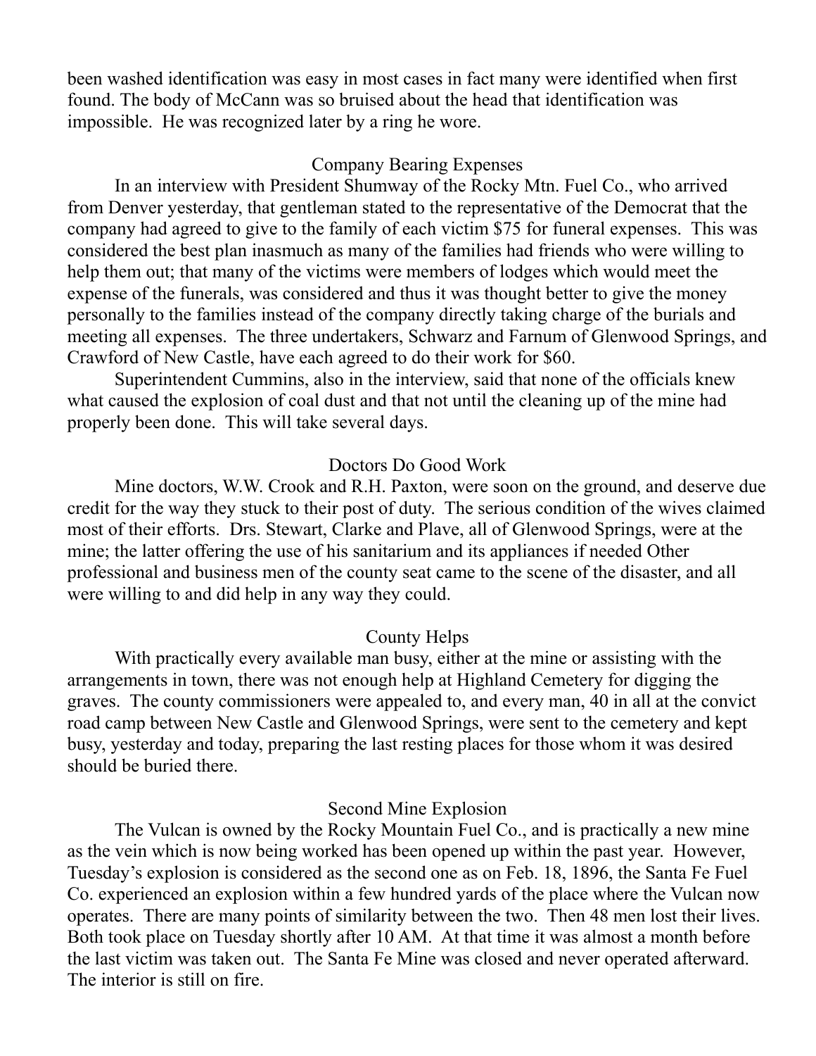been washed identification was easy in most cases in fact many were identified when first found. The body of McCann was so bruised about the head that identification was impossible. He was recognized later by a ring he wore.

### Company Bearing Expenses

In an interview with President Shumway of the Rocky Mtn. Fuel Co., who arrived from Denver yesterday, that gentleman stated to the representative of the Democrat that the company had agreed to give to the family of each victim $75 for funeral expenses. This was considered the best plan inasmuch as many of the families had friends who were willing to help them out; that many of the victims were members of lodges which would meet the expense of the funerals, was considered and thus it was thought better to give the money personally to the families instead of the company directly taking charge of the burials and meeting all expenses. The three undertakers, Schwarz and Farnum of Glenwood Springs, and Crawford of New Castle, have each agreed to do their work for $60.

Superintendent Cummins, also in the interview, said that none of the officials knew what caused the explosion of coal dust and that not until the cleaning up of the mine had properly been done. This will take several days.

### Doctors Do Good Work

Mine doctors, W.W. Crook and R.H. Paxton, were soon on the ground, and deserve due credit for the way they stuck to their post of duty. The serious condition of the wives claimed most of their efforts. Drs. Stewart, Clarke and Plave, all of Glenwood Springs, were at the mine; the latter offering the use of his sanitarium and its appliances if needed Other professional and business men of the county seat came to the scene of the disaster, and all were willing to and did help in any way they could.

### County Helps

With practically every available man busy, either at the mine or assisting with the arrangements in town, there was not enough help at Highland Cemetery for digging the graves. The county commissioners were appealed to, and every man, 40 in all at the convict road camp between New Castle and Glenwood Springs, were sent to the cemetery and kept busy, yesterday and today, preparing the last resting places for those whom it was desired should be buried there.

### Second Mine Explosion

The Vulcan is owned by the Rocky Mountain Fuel Co., and is practically a new mine as the vein which is now being worked has been opened up within the past year. However, Tuesday's explosion is considered as the second one as on Feb. 18, 1896, the Santa Fe Fuel Co. experienced an explosion within a few hundred yards of the place where the Vulcan now operates. There are many points of similarity between the two. Then 48 men lost their lives. Both took place on Tuesday shortly after 10 AM. At that time it was almost a month before the last victim was taken out. The Santa Fe Mine was closed and never operated afterward. The interior is still on fire.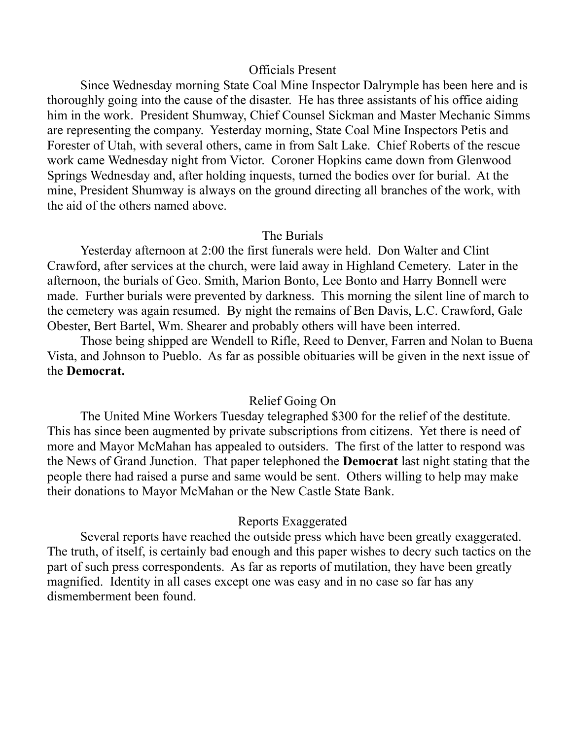## Officials Present

Since Wednesday morning State Coal Mine Inspector Dalrymple has been here and is thoroughly going into the cause of the disaster. He has three assistants of his office aiding him in the work. President Shumway, Chief Counsel Sickman and Master Mechanic Simms are representing the company. Yesterday morning, State Coal Mine Inspectors Petis and Forester of Utah, with several others, came in from Salt Lake. Chief Roberts of the rescue work came Wednesday night from Victor. Coroner Hopkins came down from Glenwood Springs Wednesday and, after holding inquests, turned the bodies over for burial. At the mine, President Shumway is always on the ground directing all branches of the work, with the aid of the others named above.

## The Burials

Yesterday afternoon at 2:00 the first funerals were held. Don Walter and Clint Crawford, after services at the church, were laid away in Highland Cemetery. Later in the afternoon, the burials of Geo. Smith, Marion Bonto, Lee Bonto and Harry Bonnell were made. Further burials were prevented by darkness. This morning the silent line of march to the cemetery was again resumed. By night the remains of Ben Davis, L.C. Crawford, Gale Obester, Bert Bartel, Wm. Shearer and probably others will have been interred.

Those being shipped are Wendell to Rifle, Reed to Denver, Farren and Nolan to Buena Vista, and Johnson to Pueblo. As far as possible obituaries will be given in the next issue of the **Democrat.**

## Relief Going On

The United Mine Workers Tuesday telegraphed $300 for the relief of the destitute. This has since been augmented by private subscriptions from citizens. Yet there is need of more and Mayor McMahan has appealed to outsiders. The first of the latter to respond was the News of Grand Junction. That paper telephoned the **Democrat** last night stating that the people there had raised a purse and same would be sent. Others willing to help may make their donations to Mayor McMahan or the New Castle State Bank.

## Reports Exaggerated

Several reports have reached the outside press which have been greatly exaggerated. The truth, of itself, is certainly bad enough and this paper wishes to decry such tactics on the part of such press correspondents. As far as reports of mutilation, they have been greatly magnified. Identity in all cases except one was easy and in no case so far has any dismemberment been found.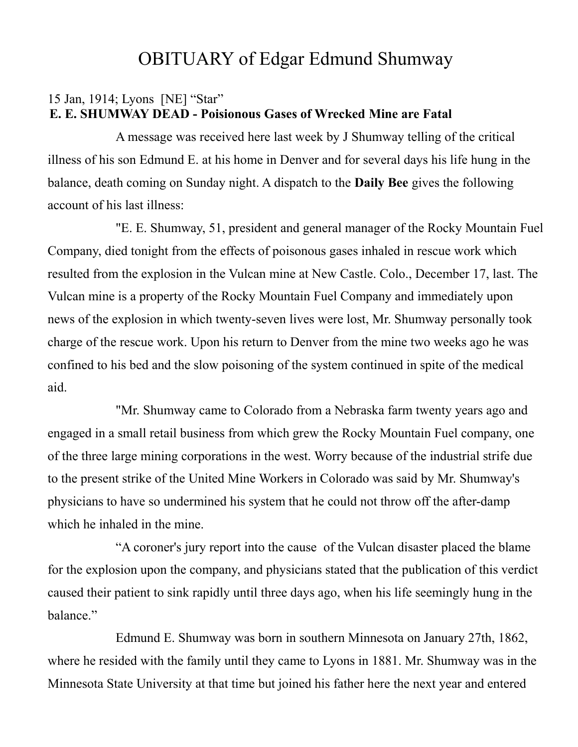# OBITUARY of Edgar Edmund Shumway

15 Jan, 1914; Lyons [NE] "Star"

**E. E. SHUMWAY DEAD - Poisionous Gases of Wrecked Mine are Fatal**

A message was received here last week by J Shumway telling of the critical illness of his son Edmund E. at his home in Denver and for several days his life hung in the balance, death coming on Sunday night. A dispatch to the **Daily Bee** gives the following account of his last illness:

"E. E. Shumway, 51, president and general manager of the Rocky Mountain Fuel Company, died tonight from the effects of poisonous gases inhaled in rescue work which resulted from the explosion in the Vulcan mine at New Castle. Colo., December 17, last. The Vulcan mine is a property of the Rocky Mountain Fuel Company and immediately upon news of the explosion in which twenty-seven lives were lost, Mr. Shumway personally took charge of the rescue work. Upon his return to Denver from the mine two weeks ago he was confined to his bed and the slow poisoning of the system continued in spite of the medical aid.

"Mr. Shumway came to Colorado from a Nebraska farm twenty years ago and engaged in a small retail business from which grew the Rocky Mountain Fuel company, one of the three large mining corporations in the west. Worry because of the industrial strife due to the present strike of the United Mine Workers in Colorado was said by Mr. Shumway's physicians to have so undermined his system that he could not throw off the after-damp which he inhaled in the mine.

"A coroner's jury report into the cause of the Vulcan disaster placed the blame for the explosion upon the company, and physicians stated that the publication of this verdict caused their patient to sink rapidly until three days ago, when his life seemingly hung in the balance."

Edmund E. Shumway was born in southern Minnesota on January 27th, 1862, where he resided with the family until they came to Lyons in 1881. Mr. Shumway was in the Minnesota State University at that time but joined his father here the next year and entered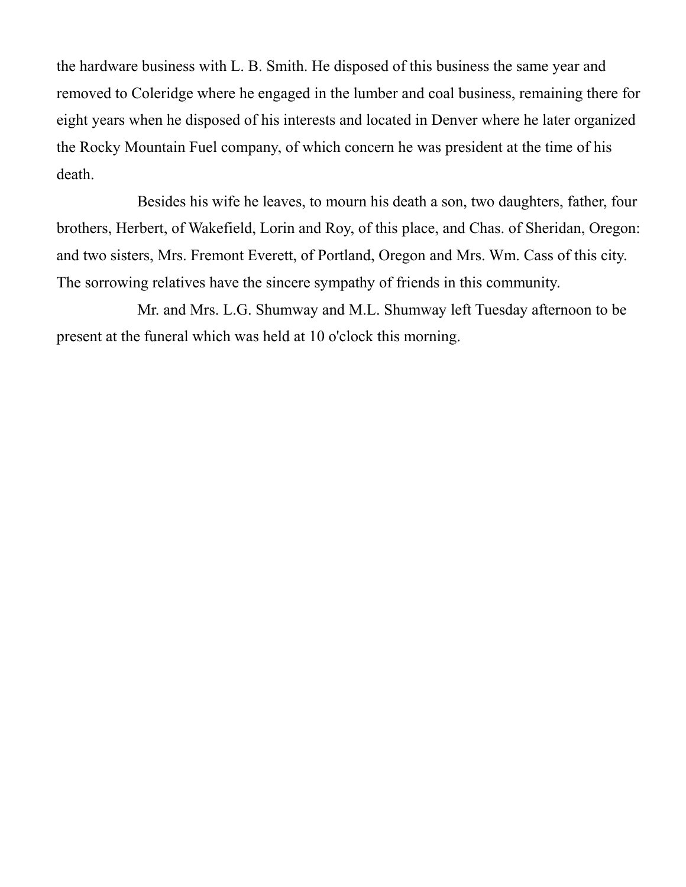the hardware business with L. B. Smith. He disposed of this business the same year and removed to Coleridge where he engaged in the lumber and coal business, remaining there for eight years when he disposed of his interests and located in Denver where he later organized the Rocky Mountain Fuel company, of which concern he was president at the time of his death.

Besides his wife he leaves, to mourn his death a son, two daughters, father, four brothers, Herbert, of Wakefield, Lorin and Roy, of this place, and Chas. of Sheridan, Oregon: and two sisters, Mrs. Fremont Everett, of Portland, Oregon and Mrs. Wm. Cass of this city. The sorrowing relatives have the sincere sympathy of friends in this community.

Mr. and Mrs. L.G. Shumway and M.L. Shumway left Tuesday afternoon to be present at the funeral which was held at 10 o'clock this morning.